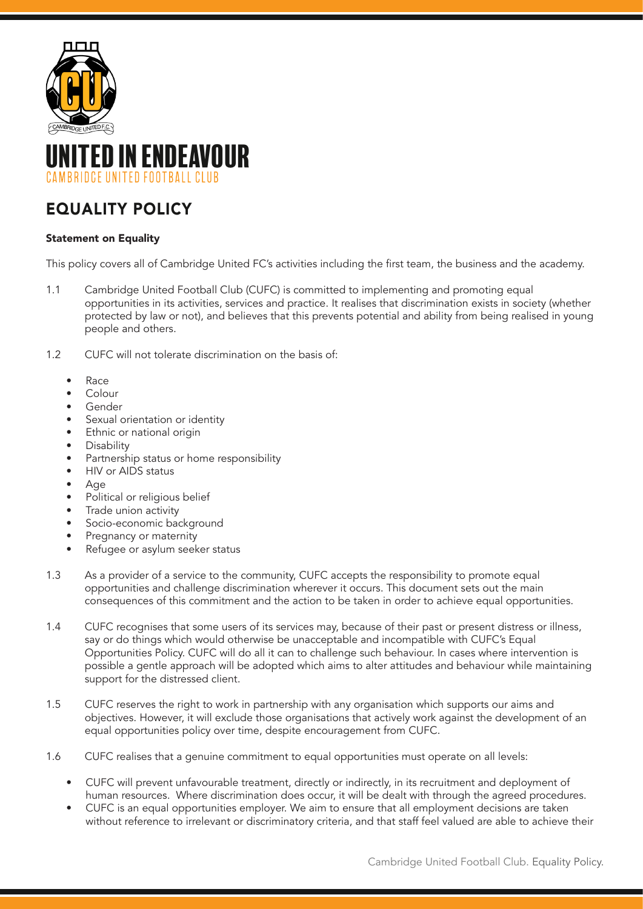# UNITED IN ENDEAVOUR

CAMBRIDGE UNITED FOOTBALL CLUB

## EQUALITY POLICY

**Statement on Equality**

This policy covers all of Cambridge United FC's activities including the first team, the business and the academy.

1.1 Cambridge United Football Club (CUFC) is committed to implementing and promoting equal opportunities in its activities, services and practice. It realises that discrimination exists in society (whether protected by law or not), and believes that this prevents potential and ability from being realised in young people and others.

1.2 CUFC will not tolerate discrimination on the basis of:

- Race
- Colour
- Gender
- Sexual orientation or identity
- Ethnic or national origin
- Disability
- Partnership status or home responsibility
- HIV or AIDS status
- Age
- Political or religious belief
- Trade union activity
- Socio-economic background
- Pregnancy or maternity
- Refugee or asylum seeker status

1.3 As a provider of a service to the community, CUFC accepts the responsibility to promote equal opportunities and challenge discrimination wherever it occurs. This document sets out the main consequences of this commitment and the action to be taken in order to achieve equal opportunities.

1.4 CUFC recognises that some users of its services may, because of their past or present distress or illness, say or do things which would otherwise be unacceptable and incompatible with CUFC's Equal Opportunities Policy. CUFC will do all it can to challenge such behaviour. In cases where intervention is possible a gentle approach will be adopted which aims to alter attitudes and behaviour while maintaining support for the distressed client.

1.5 CUFC reserves the right to work in partnership with any organisation which supports our aims and objectives. However, it will exclude those organisations that actively work against the development of an equal opportunities policy over time, despite encouragement from CUFC.

1.6 CUFC realises that a genuine commitment to equal opportunities must operate on all levels:

- CUFC will prevent unfavourable treatment, directly or indirectly, in its recruitment and deployment of human resources. Where discrimination does occur, it will be dealt with through the agreed procedures.
- CUFC is an equal opportunities employer. We aim to ensure that all employment decisions are taken without reference to irrelevant or discriminatory criteria, and that staff feel valued are able to achieve their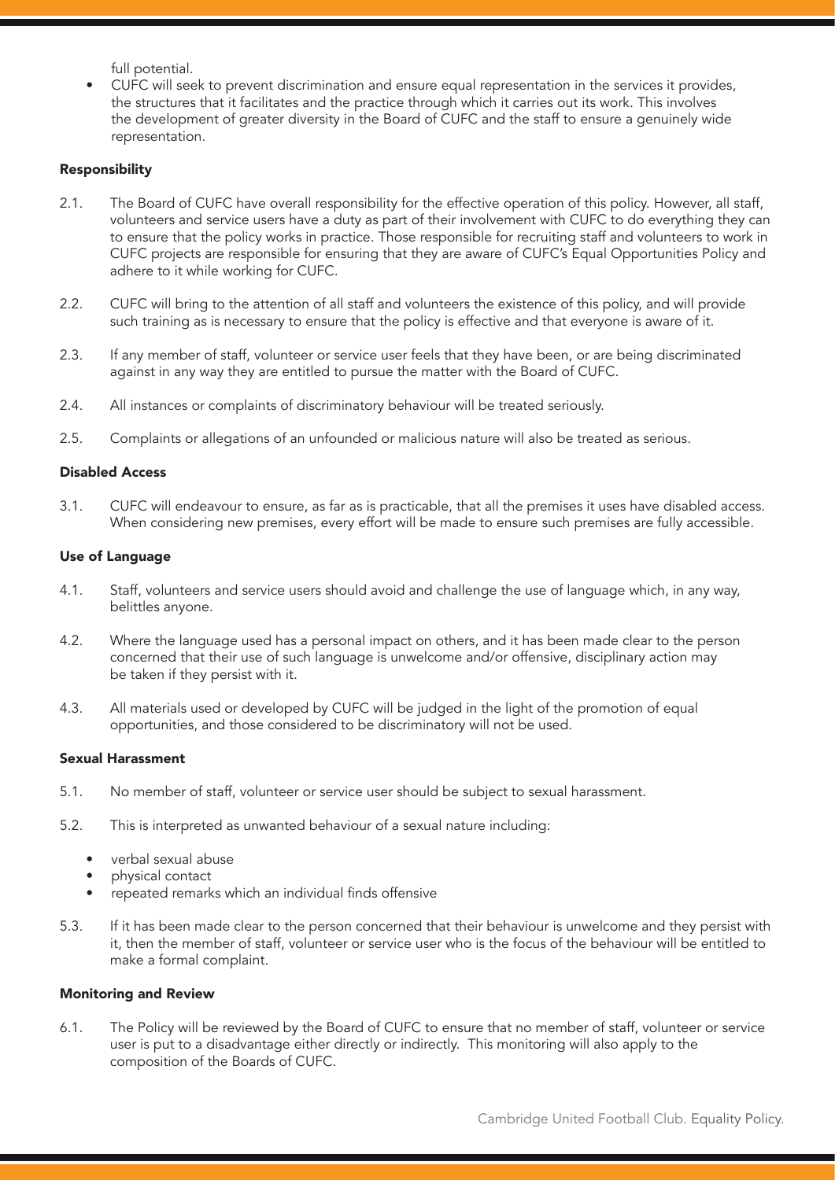full potential.

- CUFC will seek to prevent discrimination and ensure equal representation in the services it provides, the structures that it facilitates and the practice through which it carries out its work. This involves the development of greater diversity in the Board of CUFC and the staff to ensure a genuinely wide representation.

### Responsibility

2.1. The Board of CUFC have overall responsibility for the effective operation of this policy. However, all staff, volunteers and service users have a duty as part of their involvement with CUFC to do everything they can to ensure that the policy works in practice. Those responsible for recruiting staff and volunteers to work in CUFC projects are responsible for ensuring that they are aware of CUFC's Equal Opportunities Policy and adhere to it while working for CUFC.

2.2. CUFC will bring to the attention of all staff and volunteers the existence of this policy, and will provide such training as is necessary to ensure that the policy is effective and that everyone is aware of it.

2.3. If any member of staff, volunteer or service user feels that they have been, or are being discriminated against in any way they are entitled to pursue the matter with the Board of CUFC.

2.4. All instances or complaints of discriminatory behaviour will be treated seriously.

2.5. Complaints or allegations of an unfounded or malicious nature will also be treated as serious.

### Disabled Access

3.1. CUFC will endeavour to ensure, as far as is practicable, that all the premises it uses have disabled access. When considering new premises, every effort will be made to ensure such premises are fully accessible.

### Use of Language

4.1. Staff, volunteers and service users should avoid and challenge the use of language which, in any way, belittles anyone.

4.2. Where the language used has a personal impact on others, and it has been made clear to the person concerned that their use of such language is unwelcome and/or offensive, disciplinary action may be taken if they persist with it.

4.3. All materials used or developed by CUFC will be judged in the light of the promotion of equal opportunities, and those considered to be discriminatory will not be used.

### Sexual Harassment

5.1. No member of staff, volunteer or service user should be subject to sexual harassment.

5.2. This is interpreted as unwanted behaviour of a sexual nature including:

- verbal sexual abuse
- physical contact
- repeated remarks which an individual finds offensive

5.3. If it has been made clear to the person concerned that their behaviour is unwelcome and they persist with it, then the member of staff, volunteer or service user who is the focus of the behaviour will be entitled to make a formal complaint.

### Monitoring and Review

6.1. The Policy will be reviewed by the Board of CUFC to ensure that no member of staff, volunteer or service user is put to a disadvantage either directly or indirectly. This monitoring will also apply to the composition of the Boards of CUFC.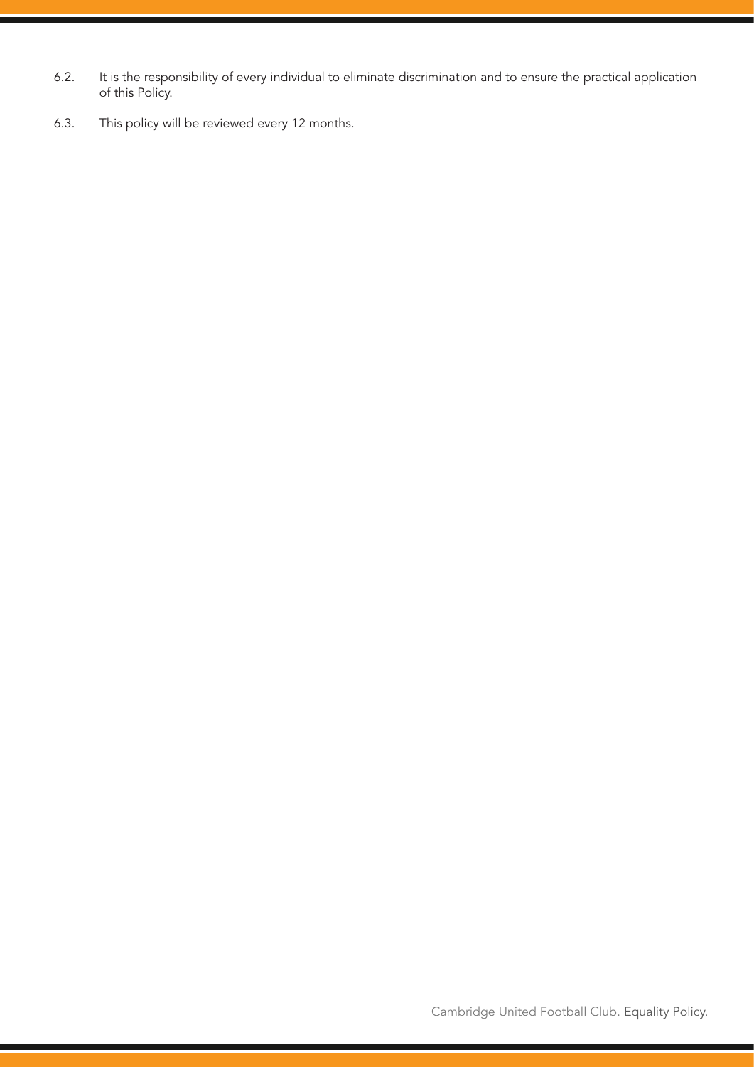6.2. It is the responsibility of every individual to eliminate discrimination and to ensure the practical application of this Policy.

6.3. This policy will be reviewed every 12 months.